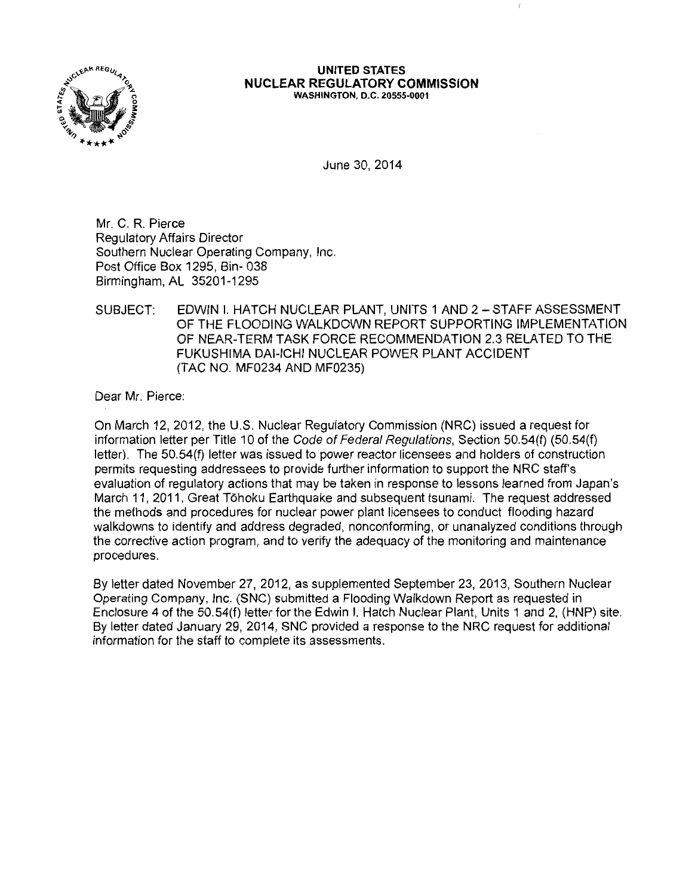**UNITED STATES**
**NUCLEAR REGULATORY COMMISSION**
**WASHINGTON, D.C. 20555-0001**

June 30, 2014

Mr. C. R. Pierce
Regulatory Affairs Director
Southern Nuclear Operating Company, Inc.
Post Office Box 1295, Bin- 038
Birmingham, AL 35201-1295

SUBJECT: EDWIN I. HATCH NUCLEAR PLANT, UNITS 1 AND 2 – STAFF ASSESSMENT OF THE FLOODING WALKDOWN REPORT SUPPORTING IMPLEMENTATION OF NEAR-TERM TASK FORCE RECOMMENDATION 2.3 RELATED TO THE FUKUSHIMA DAI-ICHI NUCLEAR POWER PLANT ACCIDENT (TAC NO. MF0234 AND MF0235)

Dear Mr. Pierce:

On March 12, 2012, the U.S. Nuclear Regulatory Commission (NRC) issued a request for information letter per Title 10 of the *Code of Federal Regulations*, Section 50.54(f) (50.54(f) letter). The 50.54(f) letter was issued to power reactor licensees and holders of construction permits requesting addressees to provide further information to support the NRC staff's evaluation of regulatory actions that may be taken in response to lessons learned from Japan's March 11, 2011, Great Tōhoku Earthquake and subsequent tsunami. The request addressed the methods and procedures for nuclear power plant licensees to conduct flooding hazard walkdowns to identify and address degraded, nonconforming, or unanalyzed conditions through the corrective action program, and to verify the adequacy of the monitoring and maintenance procedures.

By letter dated November 27, 2012, as supplemented September 23, 2013, Southern Nuclear Operating Company, Inc. (SNC) submitted a Flooding Walkdown Report as requested in Enclosure 4 of the 50.54(f) letter for the Edwin I. Hatch Nuclear Plant, Units 1 and 2, (HNP) site. By letter dated January 29, 2014, SNC provided a response to the NRC request for additional information for the staff to complete its assessments.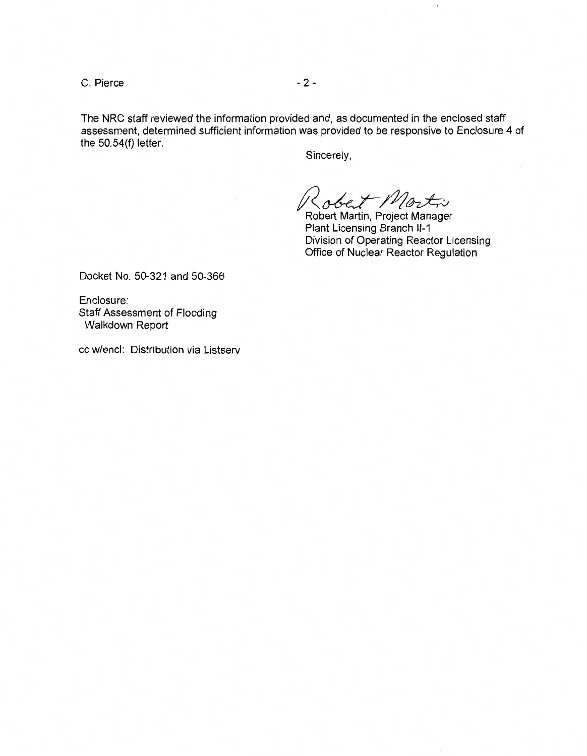The NRC staff reviewed the information provided and, as documented in the enclosed staff assessment, determined sufficient information was provided to be responsive to Enclosure 4 of the 50.54(f) letter.

Sincerely,

Robert Martin

Robert Martin, Project Manager
Plant Licensing Branch II-1
Division of Operating Reactor Licensing
Office of Nuclear Reactor Regulation

Docket No. 50-321 and 50-366

Enclosure:
Staff Assessment of Flooding
Walkdown Report

cc w/encl: Distribution via Listserv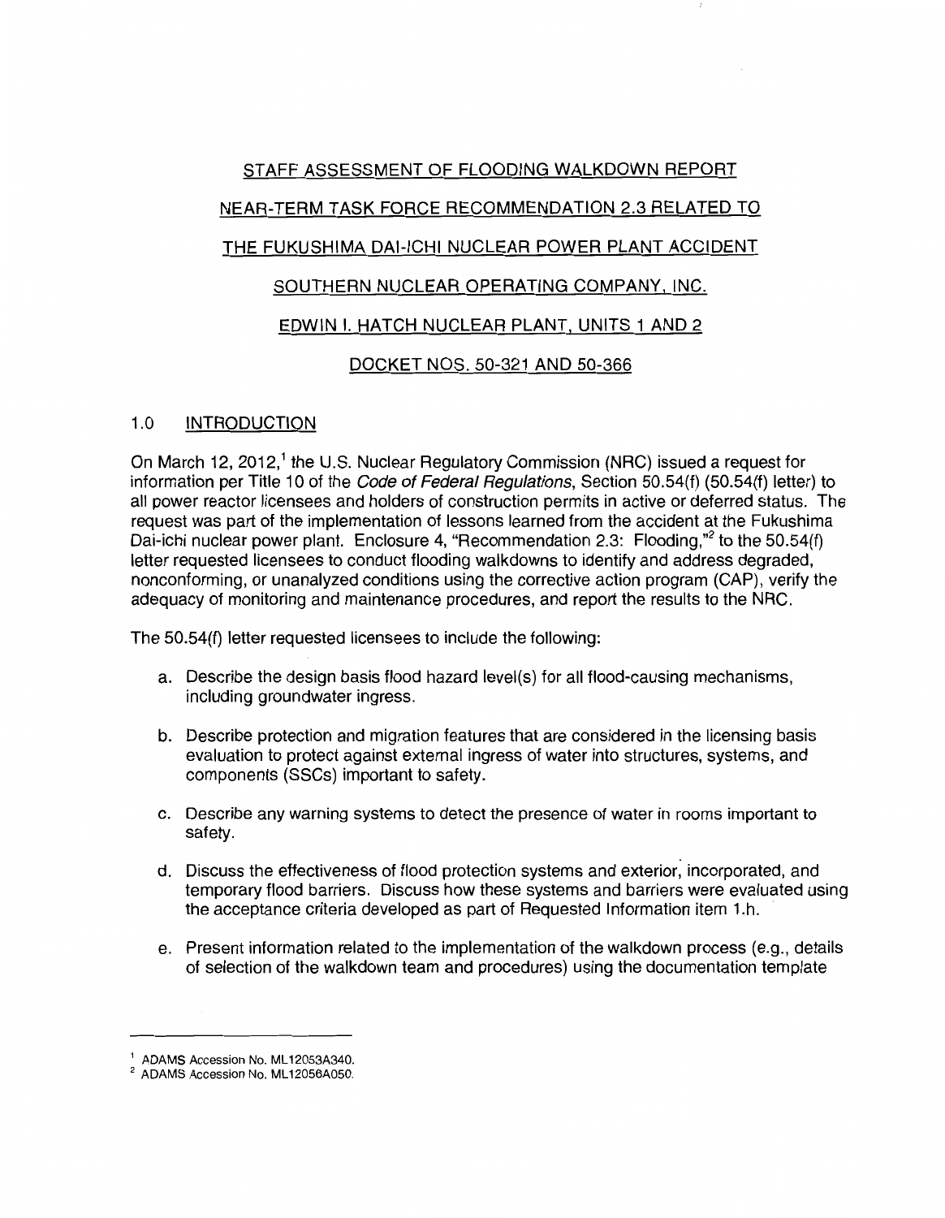STAFF ASSESSMENT OF FLOODING WALKDOWN REPORT

NEAR-TERM TASK FORCE RECOMMENDATION 2.3 RELATED TO

THE FUKUSHIMA DAI-ICHI NUCLEAR POWER PLANT ACCIDENT

SOUTHERN NUCLEAR OPERATING COMPANY, INC.

EDWIN I. HATCH NUCLEAR PLANT, UNITS 1 AND 2

DOCKET NOS. 50-321 AND 50-366

## 1.0 INTRODUCTION

On March 12, 2012,[1] the U.S. Nuclear Regulatory Commission (NRC) issued a request for information per Title 10 of the *Code of Federal Regulations*, Section 50.54(f) (50.54(f) letter) to all power reactor licensees and holders of construction permits in active or deferred status. The request was part of the implementation of lessons learned from the accident at the Fukushima Dai-ichi nuclear power plant. Enclosure 4, "Recommendation 2.3: Flooding,"[2] to the 50.54(f) letter requested licensees to conduct flooding walkdowns to identify and address degraded, nonconforming, or unanalyzed conditions using the corrective action program (CAP), verify the adequacy of monitoring and maintenance procedures, and report the results to the NRC.

The 50.54(f) letter requested licensees to include the following:

a. Describe the design basis flood hazard level(s) for all flood-causing mechanisms, including groundwater ingress.

b. Describe protection and migration features that are considered in the licensing basis evaluation to protect against external ingress of water into structures, systems, and components (SSCs) important to safety.

c. Describe any warning systems to detect the presence of water in rooms important to safety.

d. Discuss the effectiveness of flood protection systems and exterior, incorporated, and temporary flood barriers. Discuss how these systems and barriers were evaluated using the acceptance criteria developed as part of Requested Information item 1.h.

e. Present information related to the implementation of the walkdown process (e.g., details of selection of the walkdown team and procedures) using the documentation template

---

[1] ADAMS Accession No. ML12053A340.

[2] ADAMS Accession No. ML12056A050.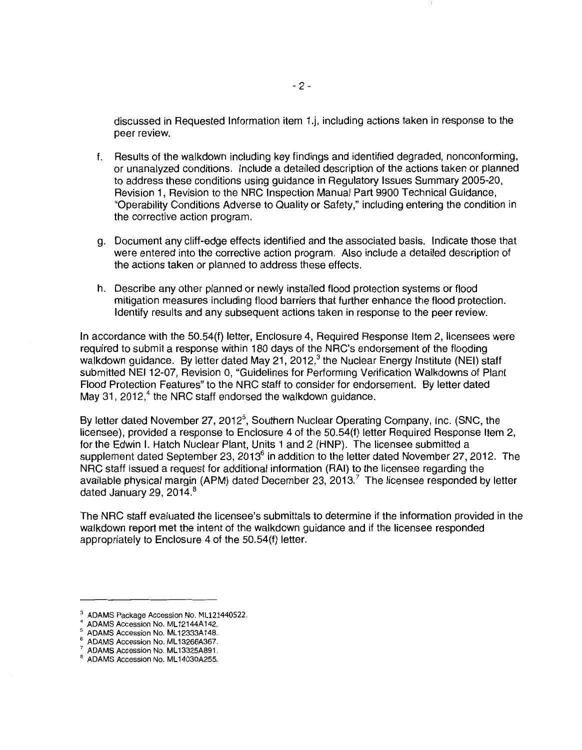discussed in Requested Information item 1.j, including actions taken in response to the peer review.

f. Results of the walkdown including key findings and identified degraded, nonconforming, or unanalyzed conditions. Include a detailed description of the actions taken or planned to address these conditions using guidance in Regulatory Issues Summary 2005-20, Revision 1, Revision to the NRC Inspection Manual Part 9900 Technical Guidance, "Operability Conditions Adverse to Quality or Safety," including entering the condition in the corrective action program.

g. Document any cliff-edge effects identified and the associated basis. Indicate those that were entered into the corrective action program. Also include a detailed description of the actions taken or planned to address these effects.

h. Describe any other planned or newly installed flood protection systems or flood mitigation measures including flood barriers that further enhance the flood protection. Identify results and any subsequent actions taken in response to the peer review.

In accordance with the 50.54(f) letter, Enclosure 4, Required Response Item 2, licensees were required to submit a response within 180 days of the NRC's endorsement of the flooding walkdown guidance. By letter dated May 21, 2012,[3] the Nuclear Energy Institute (NEI) staff submitted NEI 12-07, Revision 0, "Guidelines for Performing Verification Walkdowns of Plant Flood Protection Features" to the NRC staff to consider for endorsement. By letter dated May 31, 2012,[4] the NRC staff endorsed the walkdown guidance.

By letter dated November 27, 2012[5], Southern Nuclear Operating Company, Inc. (SNC, the licensee), provided a response to Enclosure 4 of the 50.54(f) letter Required Response Item 2, for the Edwin I. Hatch Nuclear Plant, Units 1 and 2 (HNP). The licensee submitted a supplement dated September 23, 2013[6] in addition to the letter dated November 27, 2012. The NRC staff issued a request for additional information (RAI) to the licensee regarding the available physical margin (APM) dated December 23, 2013.[7] The licensee responded by letter dated January 29, 2014.[8]

The NRC staff evaluated the licensee's submittals to determine if the information provided in the walkdown report met the intent of the walkdown guidance and if the licensee responded appropriately to Enclosure 4 of the 50.54(f) letter.

---

[3] ADAMS Package Accession No. ML121440522.
[4] ADAMS Accession No. ML12144A142.
[5] ADAMS Accession No. ML12333A148.
[6] ADAMS Accession No. ML13266A367.
[7] ADAMS Accession No. ML13325A891.
[8] ADAMS Accession No. ML14030A255.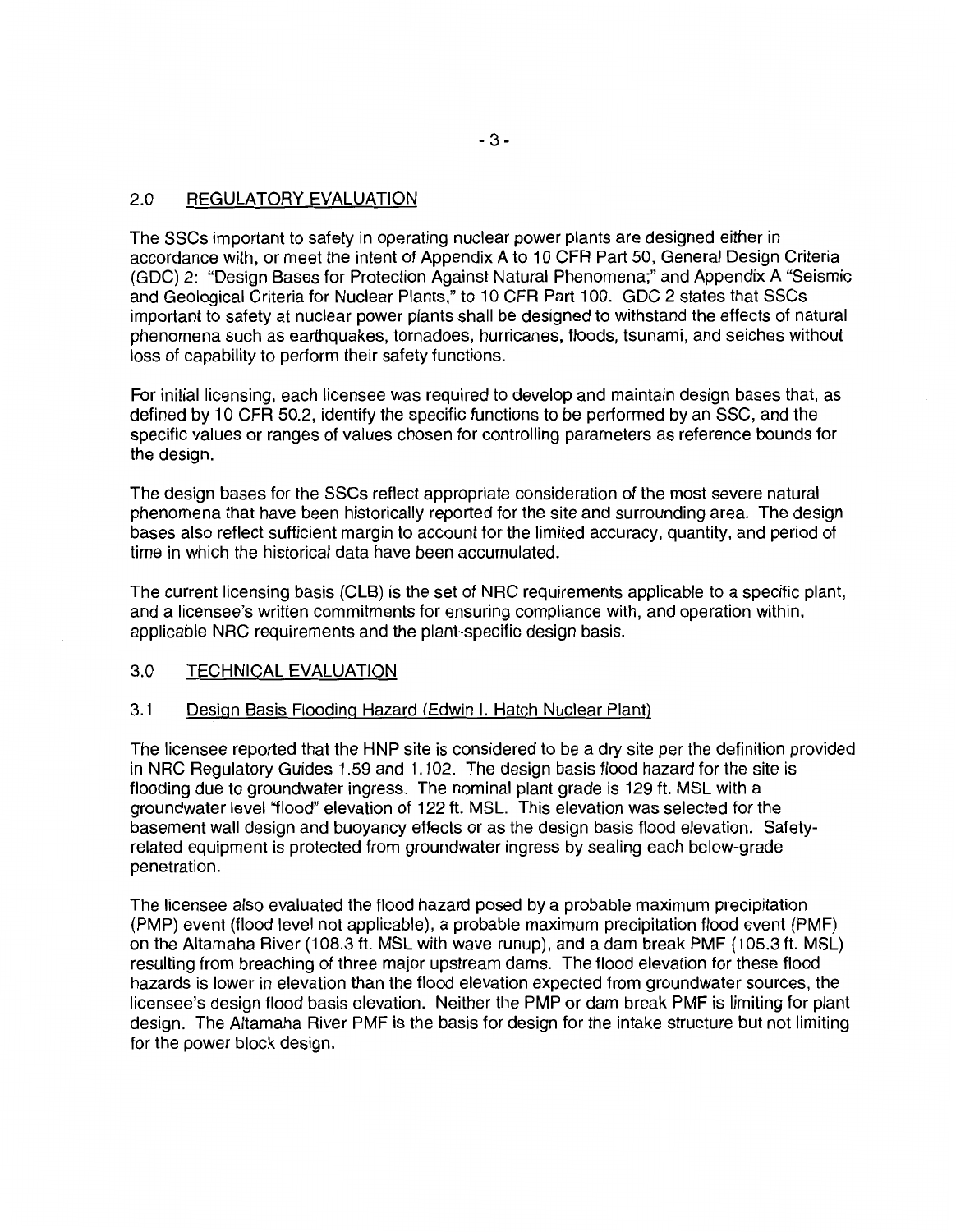## 2.0 REGULATORY EVALUATION

The SSCs important to safety in operating nuclear power plants are designed either in accordance with, or meet the intent of Appendix A to 10 CFR Part 50, General Design Criteria (GDC) 2: "Design Bases for Protection Against Natural Phenomena;" and Appendix A "Seismic and Geological Criteria for Nuclear Plants," to 10 CFR Part 100. GDC 2 states that SSCs important to safety at nuclear power plants shall be designed to withstand the effects of natural phenomena such as earthquakes, tornadoes, hurricanes, floods, tsunami, and seiches without loss of capability to perform their safety functions.

For initial licensing, each licensee was required to develop and maintain design bases that, as defined by 10 CFR 50.2, identify the specific functions to be performed by an SSC, and the specific values or ranges of values chosen for controlling parameters as reference bounds for the design.

The design bases for the SSCs reflect appropriate consideration of the most severe natural phenomena that have been historically reported for the site and surrounding area. The design bases also reflect sufficient margin to account for the limited accuracy, quantity, and period of time in which the historical data have been accumulated.

The current licensing basis (CLB) is the set of NRC requirements applicable to a specific plant, and a licensee's written commitments for ensuring compliance with, and operation within, applicable NRC requirements and the plant-specific design basis.

## 3.0 TECHNICAL EVALUATION

### 3.1 Design Basis Flooding Hazard (Edwin I. Hatch Nuclear Plant)

The licensee reported that the HNP site is considered to be a dry site per the definition provided in NRC Regulatory Guides 1.59 and 1.102. The design basis flood hazard for the site is flooding due to groundwater ingress. The nominal plant grade is 129 ft. MSL with a groundwater level "flood" elevation of 122 ft. MSL. This elevation was selected for the basement wall design and buoyancy effects or as the design basis flood elevation. Safety-related equipment is protected from groundwater ingress by sealing each below-grade penetration.

The licensee also evaluated the flood hazard posed by a probable maximum precipitation (PMP) event (flood level not applicable), a probable maximum precipitation flood event (PMF) on the Altamaha River (108.3 ft. MSL with wave runup), and a dam break PMF (105.3 ft. MSL) resulting from breaching of three major upstream dams. The flood elevation for these flood hazards is lower in elevation than the flood elevation expected from groundwater sources, the licensee's design flood basis elevation. Neither the PMP or dam break PMF is limiting for plant design. The Altamaha River PMF is the basis for design for the intake structure but not limiting for the power block design.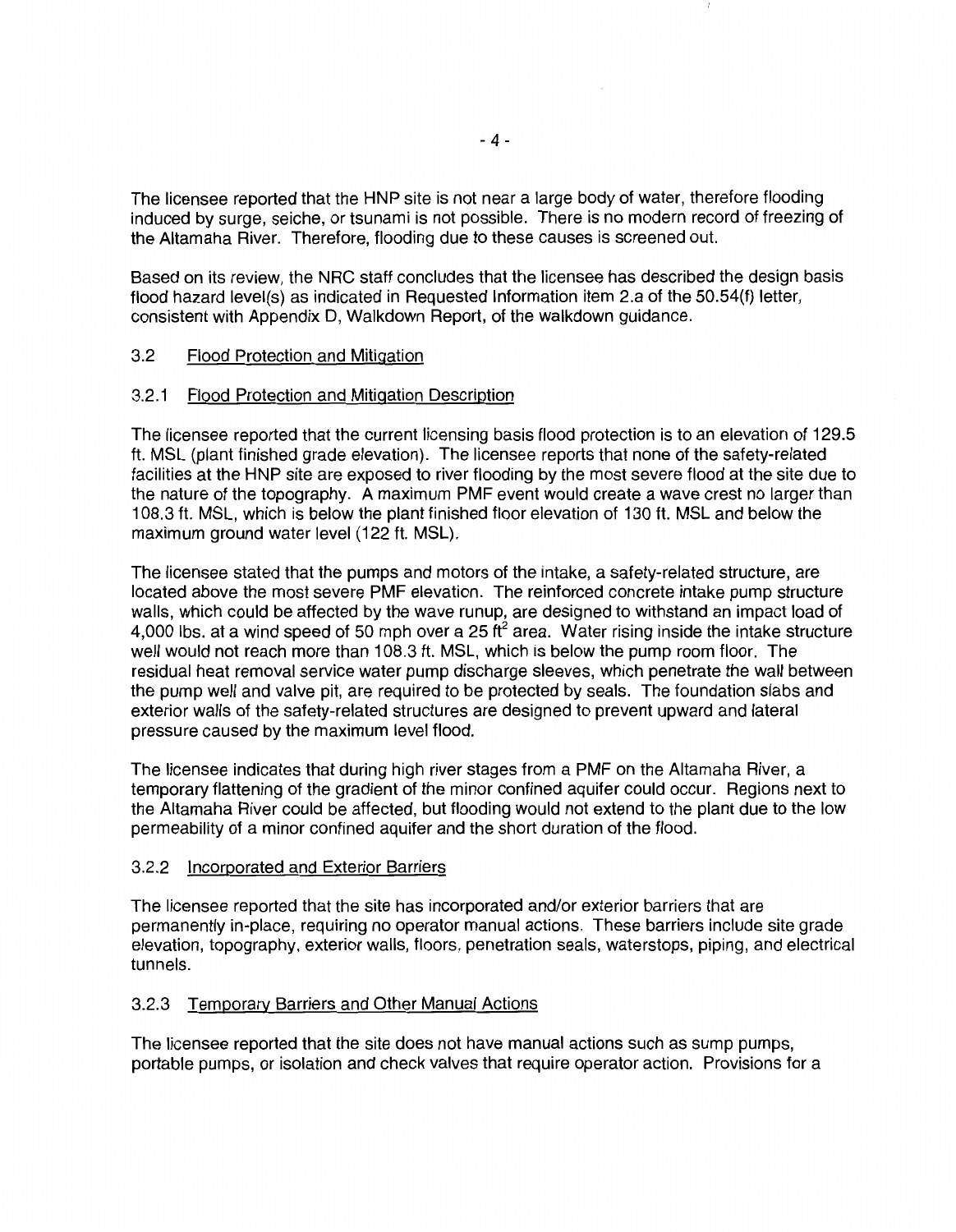The licensee reported that the HNP site is not near a large body of water, therefore flooding induced by surge, seiche, or tsunami is not possible. There is no modern record of freezing of the Altamaha River. Therefore, flooding due to these causes is screened out.

Based on its review, the NRC staff concludes that the licensee has described the design basis flood hazard level(s) as indicated in Requested Information item 2.a of the 50.54(f) letter, consistent with Appendix D, Walkdown Report, of the walkdown guidance.

## 3.2 Flood Protection and Mitigation

### 3.2.1 Flood Protection and Mitigation Description

The licensee reported that the current licensing basis flood protection is to an elevation of 129.5 ft. MSL (plant finished grade elevation). The licensee reports that none of the safety-related facilities at the HNP site are exposed to river flooding by the most severe flood at the site due to the nature of the topography. A maximum PMF event would create a wave crest no larger than 108.3 ft. MSL, which is below the plant finished floor elevation of 130 ft. MSL and below the maximum ground water level (122 ft. MSL).

The licensee stated that the pumps and motors of the intake, a safety-related structure, are located above the most severe PMF elevation. The reinforced concrete intake pump structure walls, which could be affected by the wave runup, are designed to withstand an impact load of 4,000 lbs. at a wind speed of 50 mph over a 25 $ft^2$ area. Water rising inside the intake structure well would not reach more than 108.3 ft. MSL, which is below the pump room floor. The residual heat removal service water pump discharge sleeves, which penetrate the wall between the pump well and valve pit, are required to be protected by seals. The foundation slabs and exterior walls of the safety-related structures are designed to prevent upward and lateral pressure caused by the maximum level flood.

The licensee indicates that during high river stages from a PMF on the Altamaha River, a temporary flattening of the gradient of the minor confined aquifer could occur. Regions next to the Altamaha River could be affected, but flooding would not extend to the plant due to the low permeability of a minor confined aquifer and the short duration of the flood.

### 3.2.2 Incorporated and Exterior Barriers

The licensee reported that the site has incorporated and/or exterior barriers that are permanently in-place, requiring no operator manual actions. These barriers include site grade elevation, topography, exterior walls, floors, penetration seals, waterstops, piping, and electrical tunnels.

### 3.2.3 Temporary Barriers and Other Manual Actions

The licensee reported that the site does not have manual actions such as sump pumps, portable pumps, or isolation and check valves that require operator action. Provisions for a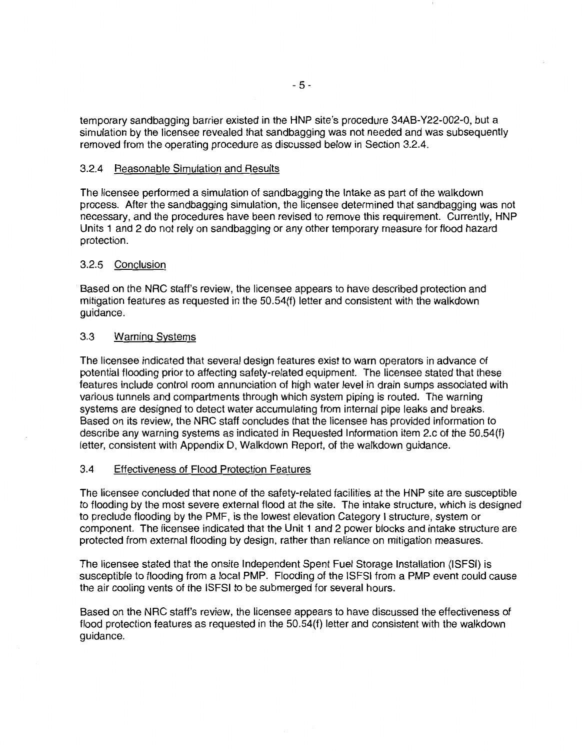temporary sandbagging barrier existed in the HNP site's procedure 34AB-Y22-002-0, but a simulation by the licensee revealed that sandbagging was not needed and was subsequently removed from the operating procedure as discussed below in Section 3.2.4.

### 3.2.4 Reasonable Simulation and Results

The licensee performed a simulation of sandbagging the Intake as part of the walkdown process. After the sandbagging simulation, the licensee determined that sandbagging was not necessary, and the procedures have been revised to remove this requirement. Currently, HNP Units 1 and 2 do not rely on sandbagging or any other temporary measure for flood hazard protection.

### 3.2.5 Conclusion

Based on the NRC staff's review, the licensee appears to have described protection and mitigation features as requested in the 50.54(f) letter and consistent with the walkdown guidance.

## 3.3 Warning Systems

The licensee indicated that several design features exist to warn operators in advance of potential flooding prior to affecting safety-related equipment. The licensee stated that these features include control room annunciation of high water level in drain sumps associated with various tunnels and compartments through which system piping is routed. The warning systems are designed to detect water accumulating from internal pipe leaks and breaks. Based on its review, the NRC staff concludes that the licensee has provided information to describe any warning systems as indicated in Requested Information item 2.c of the 50.54(f) letter, consistent with Appendix D, Walkdown Report, of the walkdown guidance.

## 3.4 Effectiveness of Flood Protection Features

The licensee concluded that none of the safety-related facilities at the HNP site are susceptible to flooding by the most severe external flood at the site. The intake structure, which is designed to preclude flooding by the PMF, is the lowest elevation Category I structure, system or component. The licensee indicated that the Unit 1 and 2 power blocks and intake structure are protected from external flooding by design, rather than reliance on mitigation measures.

The licensee stated that the onsite Independent Spent Fuel Storage Installation (ISFSI) is susceptible to flooding from a local PMP. Flooding of the ISFSI from a PMP event could cause the air cooling vents of the ISFSI to be submerged for several hours.

Based on the NRC staff's review, the licensee appears to have discussed the effectiveness of flood protection features as requested in the 50.54(f) letter and consistent with the walkdown guidance.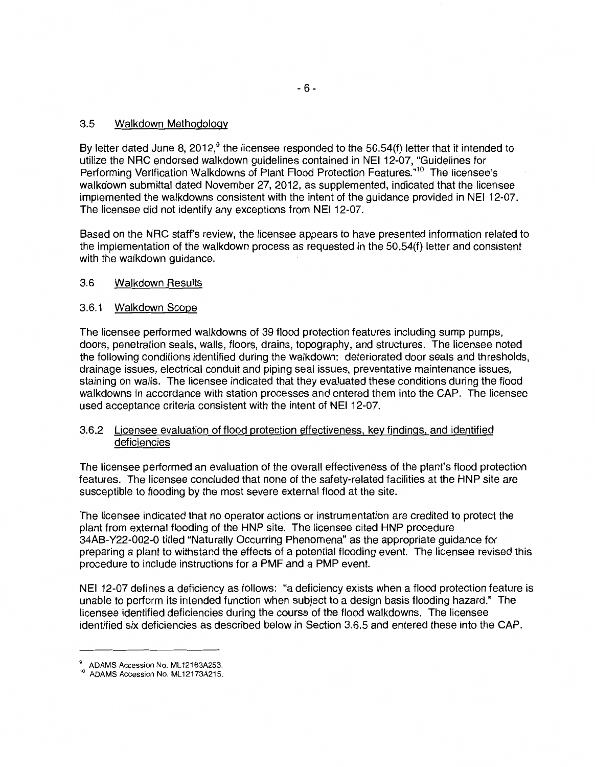### 3.5 Walkdown Methodology

By letter dated June 8, 2012,[9] the licensee responded to the 50.54(f) letter that it intended to utilize the NRC endorsed walkdown guidelines contained in NEI 12-07, "Guidelines for Performing Verification Walkdowns of Plant Flood Protection Features."[10] The licensee's walkdown submittal dated November 27, 2012, as supplemented, indicated that the licensee implemented the walkdowns consistent with the intent of the guidance provided in NEI 12-07. The licensee did not identify any exceptions from NEI 12-07.

Based on the NRC staff's review, the licensee appears to have presented information related to the implementation of the walkdown process as requested in the 50.54(f) letter and consistent with the walkdown guidance.

### 3.6 Walkdown Results

#### 3.6.1 Walkdown Scope

The licensee performed walkdowns of 39 flood protection features including sump pumps, doors, penetration seals, walls, floors, drains, topography, and structures. The licensee noted the following conditions identified during the walkdown: deteriorated door seals and thresholds, drainage issues, electrical conduit and piping seal issues, preventative maintenance issues, staining on walls. The licensee indicated that they evaluated these conditions during the flood walkdowns in accordance with station processes and entered them into the CAP. The licensee used acceptance criteria consistent with the intent of NEI 12-07.

#### 3.6.2 Licensee evaluation of flood protection effectiveness, key findings, and identified deficiencies

The licensee performed an evaluation of the overall effectiveness of the plant's flood protection features. The licensee concluded that none of the safety-related facilities at the HNP site are susceptible to flooding by the most severe external flood at the site.

The licensee indicated that no operator actions or instrumentation are credited to protect the plant from external flooding of the HNP site. The licensee cited HNP procedure 34AB-Y22-002-0 titled "Naturally Occurring Phenomena" as the appropriate guidance for preparing a plant to withstand the effects of a potential flooding event. The licensee revised this procedure to include instructions for a PMF and a PMP event.

NEI 12-07 defines a deficiency as follows: "a deficiency exists when a flood protection feature is unable to perform its intended function when subject to a design basis flooding hazard." The licensee identified deficiencies during the course of the flood walkdowns. The licensee identified six deficiencies as described below in Section 3.6.5 and entered these into the CAP.

---

[9] ADAMS Accession No. ML12163A253.

[10] ADAMS Accession No. ML12173A215.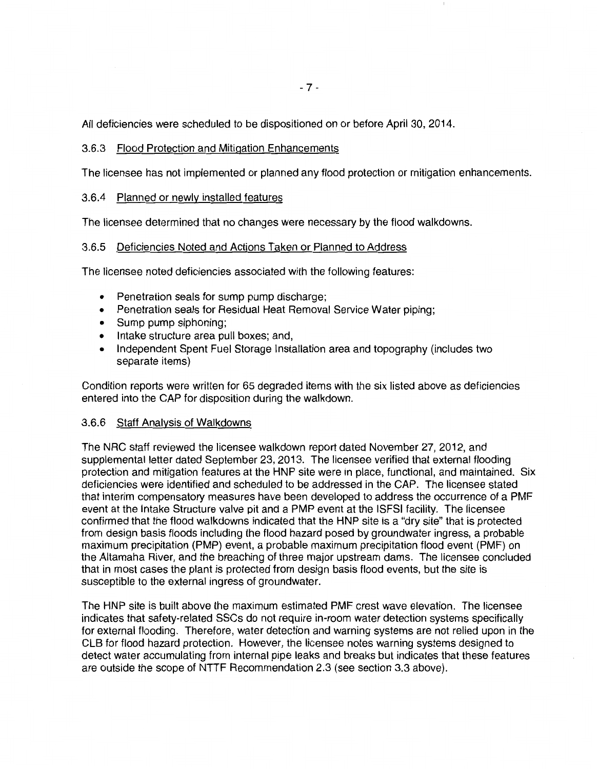All deficiencies were scheduled to be dispositioned on or before April 30, 2014.

### 3.6.3 Flood Protection and Mitigation Enhancements

The licensee has not implemented or planned any flood protection or mitigation enhancements.

### 3.6.4 Planned or newly installed features

The licensee determined that no changes were necessary by the flood walkdowns.

### 3.6.5 Deficiencies Noted and Actions Taken or Planned to Address

The licensee noted deficiencies associated with the following features:

- Penetration seals for sump pump discharge;
- Penetration seals for Residual Heat Removal Service Water piping;
- Sump pump siphoning;
- Intake structure area pull boxes; and,
- Independent Spent Fuel Storage Installation area and topography (includes two separate items)

Condition reports were written for 65 degraded items with the six listed above as deficiencies entered into the CAP for disposition during the walkdown.

### 3.6.6 Staff Analysis of Walkdowns

The NRC staff reviewed the licensee walkdown report dated November 27, 2012, and supplemental letter dated September 23, 2013. The licensee verified that external flooding protection and mitigation features at the HNP site were in place, functional, and maintained. Six deficiencies were identified and scheduled to be addressed in the CAP. The licensee stated that interim compensatory measures have been developed to address the occurrence of a PMF event at the Intake Structure valve pit and a PMP event at the ISFSI facility. The licensee confirmed that the flood walkdowns indicated that the HNP site is a "dry site" that is protected from design basis floods including the flood hazard posed by groundwater ingress, a probable maximum precipitation (PMP) event, a probable maximum precipitation flood event (PMF) on the Altamaha River, and the breaching of three major upstream dams. The licensee concluded that in most cases the plant is protected from design basis flood events, but the site is susceptible to the external ingress of groundwater.

The HNP site is built above the maximum estimated PMF crest wave elevation. The licensee indicates that safety-related SSCs do not require in-room water detection systems specifically for external flooding. Therefore, water detection and warning systems are not relied upon in the CLB for flood hazard protection. However, the licensee notes warning systems designed to detect water accumulating from internal pipe leaks and breaks but indicates that these features are outside the scope of NTTF Recommendation 2.3 (see section 3.3 above).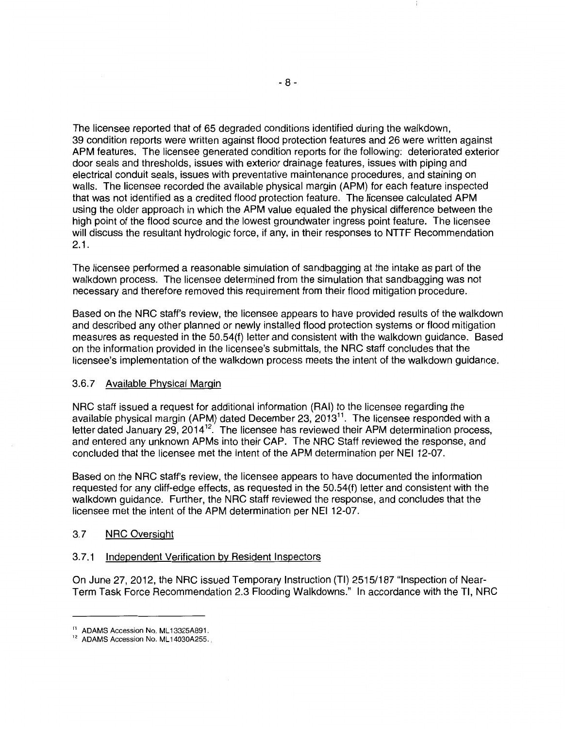The licensee reported that of 65 degraded conditions identified during the walkdown, 39 condition reports were written against flood protection features and 26 were written against APM features. The licensee generated condition reports for the following: deteriorated exterior door seals and thresholds, issues with exterior drainage features, issues with piping and electrical conduit seals, issues with preventative maintenance procedures, and staining on walls. The licensee recorded the available physical margin (APM) for each feature inspected that was not identified as a credited flood protection feature. The licensee calculated APM using the older approach in which the APM value equaled the physical difference between the high point of the flood source and the lowest groundwater ingress point feature. The licensee will discuss the resultant hydrologic force, if any, in their responses to NTTF Recommendation 2.1.

The licensee performed a reasonable simulation of sandbagging at the intake as part of the walkdown process. The licensee determined from the simulation that sandbagging was not necessary and therefore removed this requirement from their flood mitigation procedure.

Based on the NRC staff's review, the licensee appears to have provided results of the walkdown and described any other planned or newly installed flood protection systems or flood mitigation measures as requested in the 50.54(f) letter and consistent with the walkdown guidance. Based on the information provided in the licensee's submittals, the NRC staff concludes that the licensee's implementation of the walkdown process meets the intent of the walkdown guidance.

#### 3.6.7 Available Physical Margin

NRC staff issued a request for additional information (RAI) to the licensee regarding the available physical margin (APM) dated December 23, 2013[11]. The licensee responded with a letter dated January 29, 2014[12]. The licensee has reviewed their APM determination process, and entered any unknown APMs into their CAP. The NRC Staff reviewed the response, and concluded that the licensee met the intent of the APM determination per NEI 12-07.

Based on the NRC staff's review, the licensee appears to have documented the information requested for any cliff-edge effects, as requested in the 50.54(f) letter and consistent with the walkdown guidance. Further, the NRC staff reviewed the response, and concludes that the licensee met the intent of the APM determination per NEI 12-07.

### 3.7 NRC Oversight

#### 3.7.1 Independent Verification by Resident Inspectors

On June 27, 2012, the NRC issued Temporary Instruction (TI) 2515/187 "Inspection of Near-Term Task Force Recommendation 2.3 Flooding Walkdowns." In accordance with the TI, NRC

---

[11] ADAMS Accession No. ML13325A891.

[12] ADAMS Accession No. ML14030A255.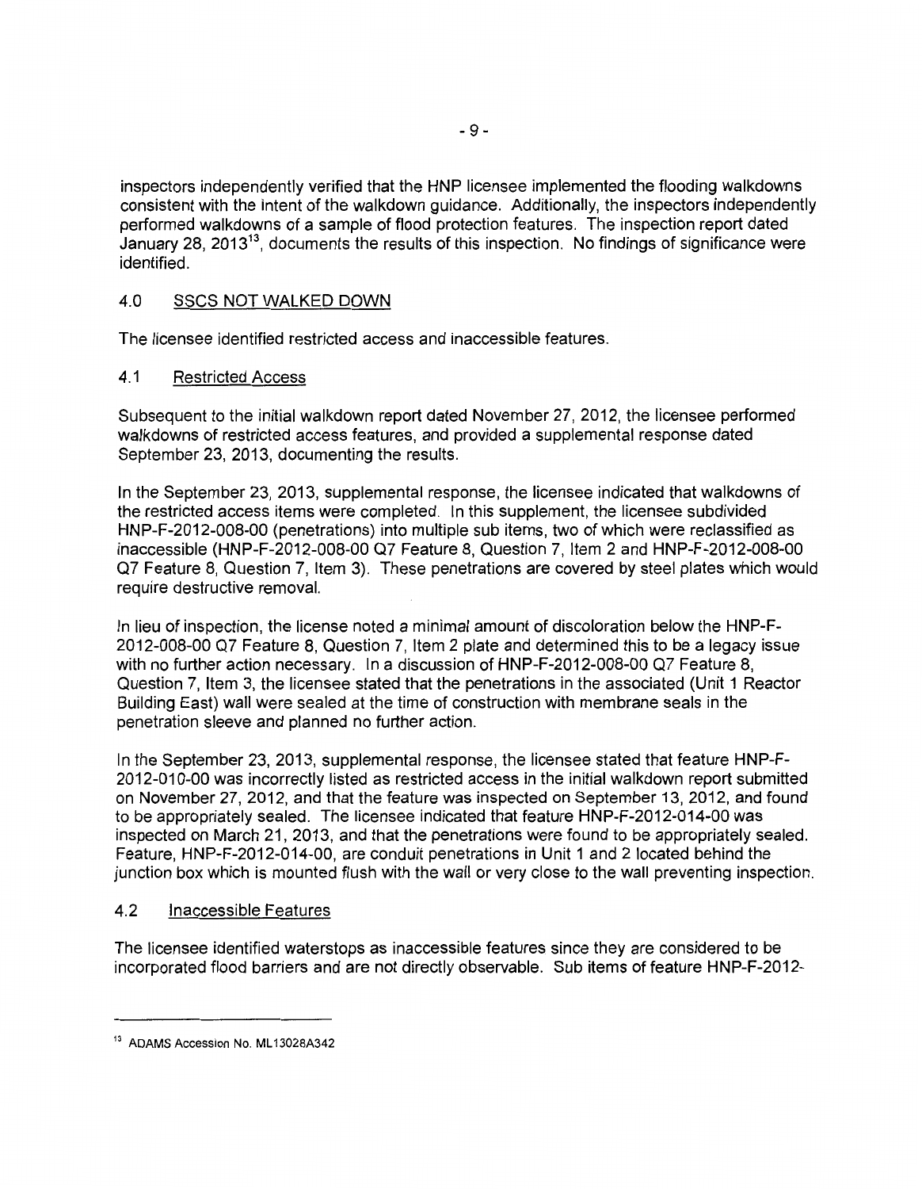inspectors independently verified that the HNP licensee implemented the flooding walkdowns consistent with the intent of the walkdown guidance. Additionally, the inspectors independently performed walkdowns of a sample of flood protection features. The inspection report dated January 28, 2013[13], documents the results of this inspection. No findings of significance were identified.

## 4.0 SSCS NOT WALKED DOWN

The licensee identified restricted access and inaccessible features.

### 4.1 Restricted Access

Subsequent to the initial walkdown report dated November 27, 2012, the licensee performed walkdowns of restricted access features, and provided a supplemental response dated September 23, 2013, documenting the results.

In the September 23, 2013, supplemental response, the licensee indicated that walkdowns of the restricted access items were completed. In this supplement, the licensee subdivided HNP-F-2012-008-00 (penetrations) into multiple sub items, two of which were reclassified as inaccessible (HNP-F-2012-008-00 Q7 Feature 8, Question 7, Item 2 and HNP-F-2012-008-00 Q7 Feature 8, Question 7, Item 3). These penetrations are covered by steel plates which would require destructive removal.

In lieu of inspection, the license noted a minimal amount of discoloration below the HNP-F-2012-008-00 Q7 Feature 8, Question 7, Item 2 plate and determined this to be a legacy issue with no further action necessary. In a discussion of HNP-F-2012-008-00 Q7 Feature 8, Question 7, Item 3, the licensee stated that the penetrations in the associated (Unit 1 Reactor Building East) wall were sealed at the time of construction with membrane seals in the penetration sleeve and planned no further action.

In the September 23, 2013, supplemental response, the licensee stated that feature HNP-F-2012-010-00 was incorrectly listed as restricted access in the initial walkdown report submitted on November 27, 2012, and that the feature was inspected on September 13, 2012, and found to be appropriately sealed. The licensee indicated that feature HNP-F-2012-014-00 was inspected on March 21, 2013, and that the penetrations were found to be appropriately sealed. Feature, HNP-F-2012-014-00, are conduit penetrations in Unit 1 and 2 located behind the junction box which is mounted flush with the wall or very close to the wall preventing inspection.

### 4.2 Inaccessible Features

The licensee identified waterstops as inaccessible features since they are considered to be incorporated flood barriers and are not directly observable. Sub items of feature HNP-F-2012-

---

[13] ADAMS Accession No. ML13028A342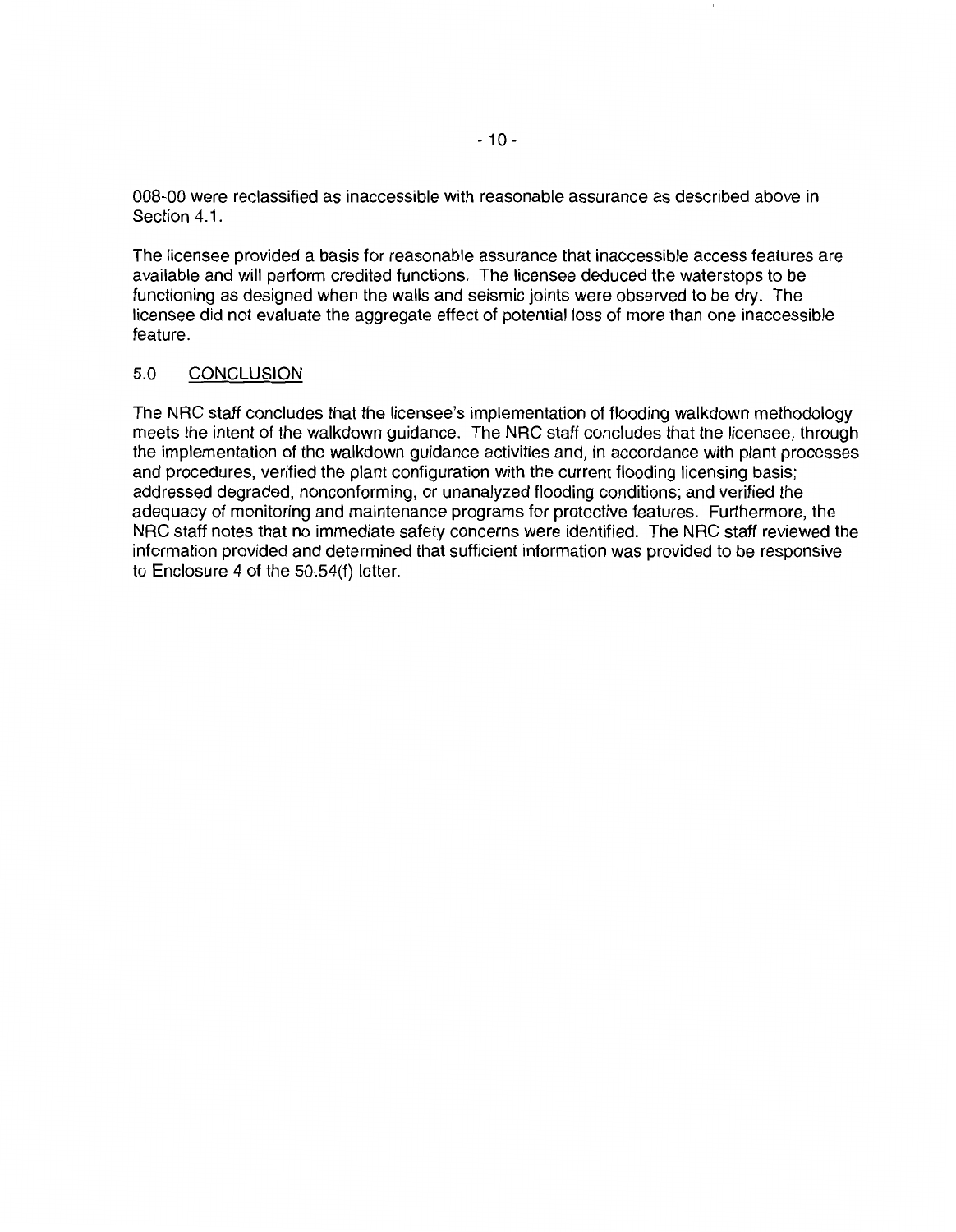008-00 were reclassified as inaccessible with reasonable assurance as described above in Section 4.1.

The licensee provided a basis for reasonable assurance that inaccessible access features are available and will perform credited functions. The licensee deduced the waterstops to be functioning as designed when the walls and seismic joints were observed to be dry. The licensee did not evaluate the aggregate effect of potential loss of more than one inaccessible feature.

## 5.0 CONCLUSION

The NRC staff concludes that the licensee's implementation of flooding walkdown methodology meets the intent of the walkdown guidance. The NRC staff concludes that the licensee, through the implementation of the walkdown guidance activities and, in accordance with plant processes and procedures, verified the plant configuration with the current flooding licensing basis; addressed degraded, nonconforming, or unanalyzed flooding conditions; and verified the adequacy of monitoring and maintenance programs for protective features. Furthermore, the NRC staff notes that no immediate safety concerns were identified. The NRC staff reviewed the information provided and determined that sufficient information was provided to be responsive to Enclosure 4 of the 50.54(f) letter.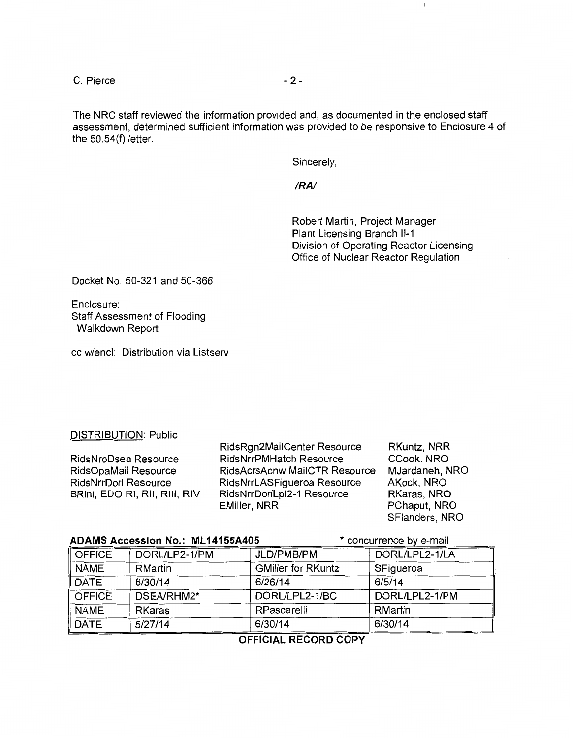The NRC staff reviewed the information provided and, as documented in the enclosed staff assessment, determined sufficient information was provided to be responsive to Enclosure 4 of the 50.54(f) letter.

Sincerely,

*/RA/*

Robert Martin, Project Manager
Plant Licensing Branch II-1
Division of Operating Reactor Licensing
Office of Nuclear Reactor Regulation

Docket No. 50-321 and 50-366

Enclosure:
Staff Assessment of Flooding
Walkdown Report

cc w/encl: Distribution via Listserv

DISTRIBUTION: Public

RidsNroDsea Resource
RidsOpaMail Resource
RidsNrrDorl Resource
BRini, EDO RI, RII, RIII, RIV
RidsRgn2MailCenter Resource
RidsNrrPMHatch Resource
RidsAcrsAcnw MailCTR Resource
RidsNrrLASFigueroa Resource
RidsNrrDorlLpl2-1 Resource
EMiller, NRR
RKuntz, NRR
CCook, NRO
MJardaneh, NRO
AKock, NRO
RKaras, NRO
PChaput, NRO
SFlanders, NRO

**ADAMS Accession No.: ML14155A405** * concurrence by e-mail

| | | | |
|---|---|---|---|
| OFFICE | DORL/LP2-1/PM | JLD/PMB/PM | DORL/LPL2-1/LA |
| NAME | RMartin | GMiller for RKuntz | SFigueroa |
| DATE | 6/30/14 | 6/26/14 | 6/5/14 |
| OFFICE | DSEA/RHM2* | DORL/LPL2-1/BC | DORL/LPL2-1/PM |
| NAME | RKaras | RPascarelli | RMartin |
| DATE | 5/27/14 | 6/30/14 | 6/30/14 |

**OFFICIAL RECORD COPY**